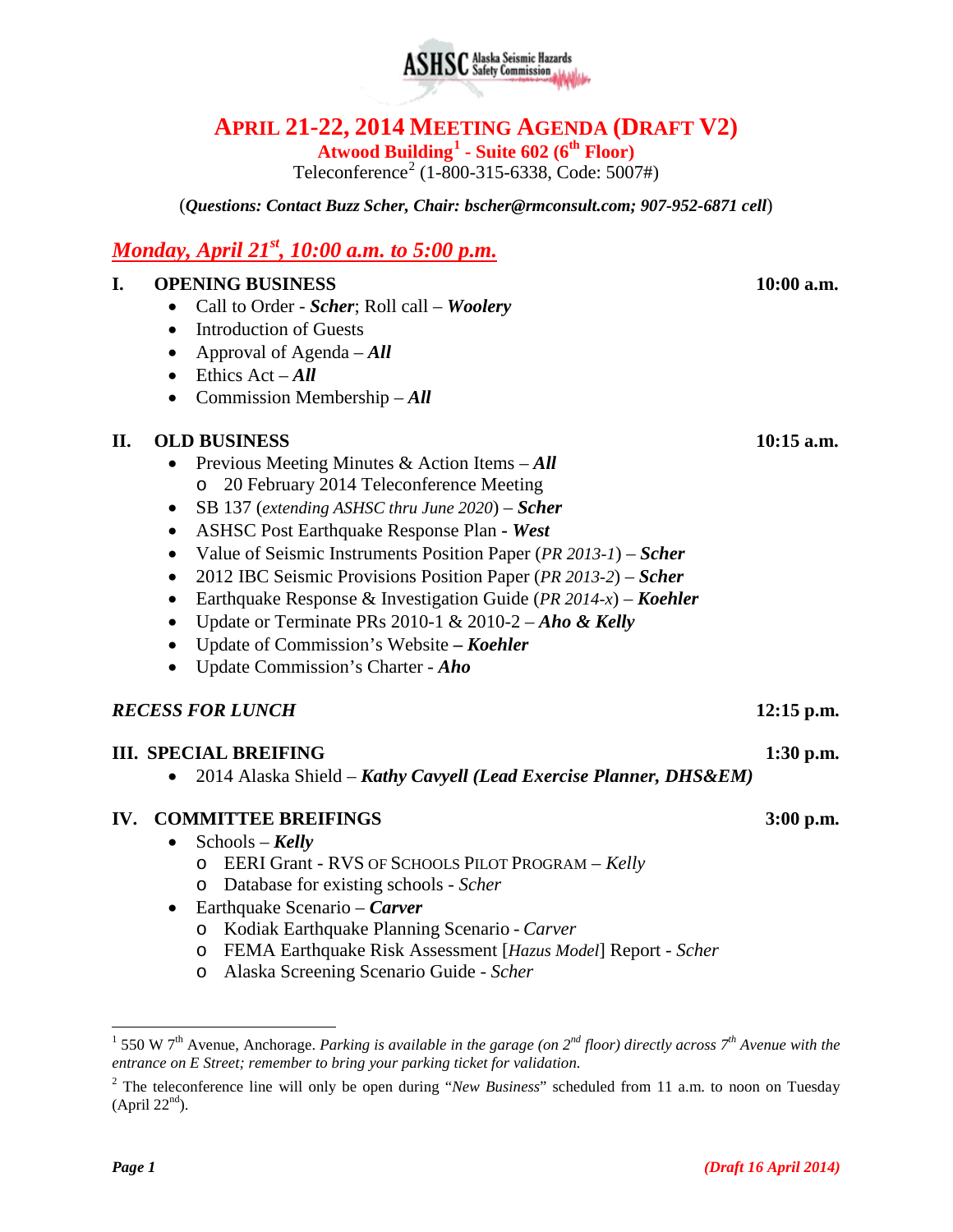# APRIL 21-22, 2014 MEETING AGENDA (DRAFT V2)

**Atwood Building[1] - Suite 602 (6th Floor)**

Teleconference[2] (1-800-315-6338, Code: 5007#)

(***Questions: Contact Buzz Scher, Chair: bscher@rmconsult.com; 907-952-6871 cell***)

## *Monday, April 21st, 10:00 a.m. to 5:00 p.m.*

### I. OPENING BUSINESS — 10:00 a.m.

- Call to Order - ***Scher***; Roll call – ***Woolery***
- Introduction of Guests
- Approval of Agenda – ***All***
- Ethics Act – ***All***
- Commission Membership – ***All***

### II. OLD BUSINESS — 10:15 a.m.

- Previous Meeting Minutes & Action Items – ***All***
  - 20 February 2014 Teleconference Meeting
- SB 137 (*extending ASHSC thru June 2020*) – ***Scher***
- ASHSC Post Earthquake Response Plan - ***West***
- Value of Seismic Instruments Position Paper (*PR 2013-1*) – ***Scher***
- 2012 IBC Seismic Provisions Position Paper (*PR 2013-2*) – ***Scher***
- Earthquake Response & Investigation Guide (*PR 2014-x*) – ***Koehler***
- Update or Terminate PRs 2010-1 & 2010-2 – ***Aho & Kelly***
- Update of Commission's Website **–** ***Koehler***
- Update Commission's Charter - ***Aho***

### *RECESS FOR LUNCH* — 12:15 p.m.

### III. SPECIAL BREIFING — 1:30 p.m.

- 2014 Alaska Shield – ***Kathy Cavyell (Lead Exercise Planner, DHS&EM)***

### IV. COMMITTEE BREIFINGS — 3:00 p.m.

- Schools – ***Kelly***
  - EERI Grant - RVS OF SCHOOLS PILOT PROGRAM – *Kelly*
  - Database for existing schools - *Scher*
- Earthquake Scenario – ***Carver***
  - Kodiak Earthquake Planning Scenario - *Carver*
  - FEMA Earthquake Risk Assessment [*Hazus Model*] Report - *Scher*
  - Alaska Screening Scenario Guide - *Scher*

---

[1] 550 W 7th Avenue, Anchorage. *Parking is available in the garage (on 2nd floor) directly across 7th Avenue with the entrance on E Street; remember to bring your parking ticket for validation.*

[2] The teleconference line will only be open during "*New Business*" scheduled from 11 a.m. to noon on Tuesday (April 22nd).

***(Draft 16 April 2014)***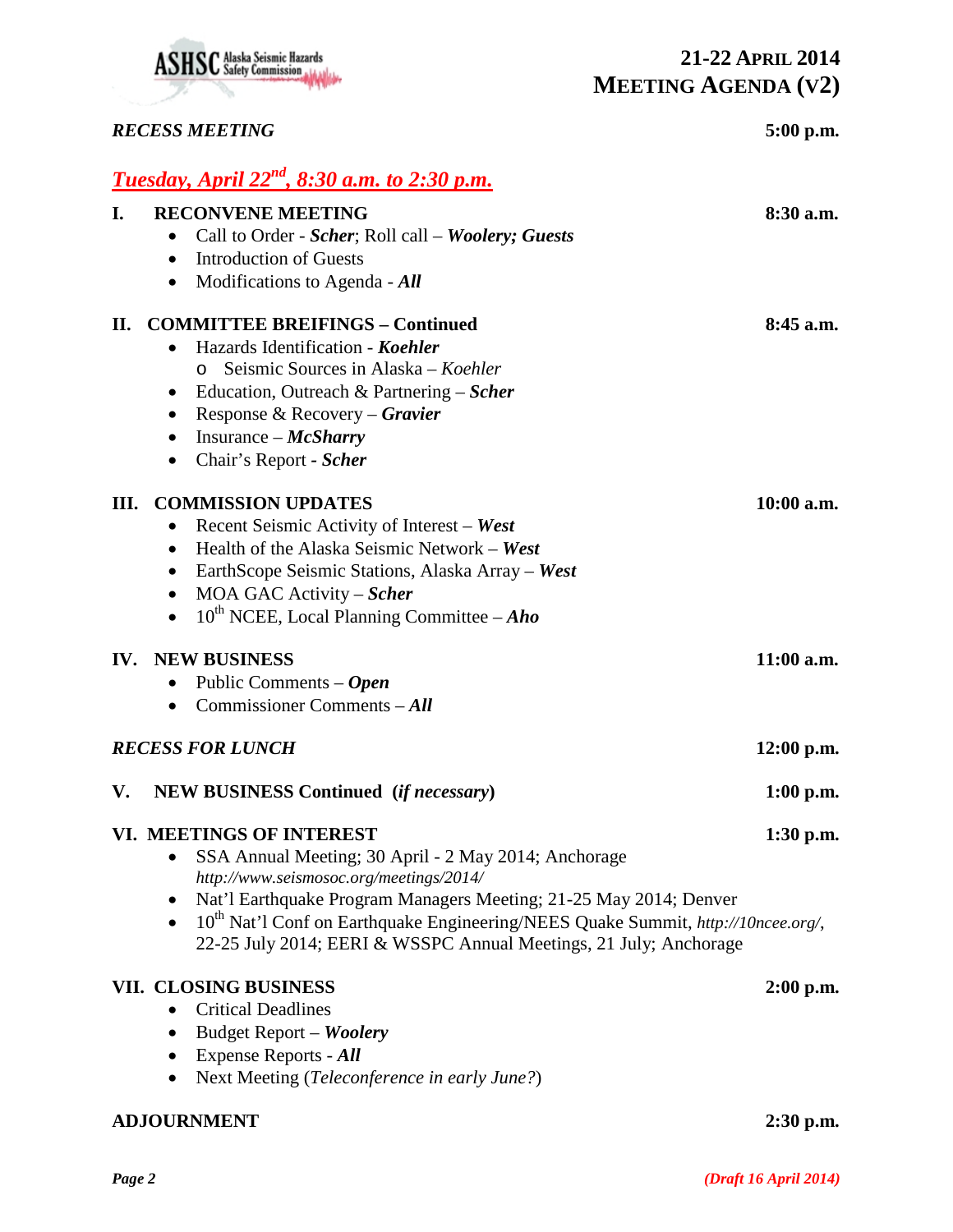**21-22 APRIL 2014**
**MEETING AGENDA (V2)**

| | |
|---|---|
| ***RECESS MEETING*** | **5:00 p.m.** |

## *Tuesday, April 22nd, 8:30 a.m. to 2:30 p.m.*

**I. RECONVENE MEETING** — **8:30 a.m.**

- Call to Order - ***Scher***; Roll call – ***Woolery; Guests***
- Introduction of Guests
- Modifications to Agenda - ***All***

**II. COMMITTEE BREIFINGS – Continued** — **8:45 a.m.**

- Hazards Identification - ***Koehler***
  - Seismic Sources in Alaska – *Koehler*
- Education, Outreach & Partnering – ***Scher***
- Response & Recovery – ***Gravier***
- Insurance – ***McSharry***
- Chair's Report - ***Scher***

**III. COMMISSION UPDATES** — **10:00 a.m.**

- Recent Seismic Activity of Interest – ***West***
- Health of the Alaska Seismic Network – ***West***
- EarthScope Seismic Stations, Alaska Array – ***West***
- MOA GAC Activity – ***Scher***
- 10th NCEE, Local Planning Committee – ***Aho***

**IV. NEW BUSINESS** — **11:00 a.m.**

- Public Comments – ***Open***
- Commissioner Comments – ***All***

***RECESS FOR LUNCH*** — **12:00 p.m.**

**V. NEW BUSINESS Continued (*if necessary*)** — **1:00 p.m.**

**VI. MEETINGS OF INTEREST** — **1:30 p.m.**

- SSA Annual Meeting; 30 April - 2 May 2014; Anchorage *http://www.seismosoc.org/meetings/2014/*
- Nat'l Earthquake Program Managers Meeting; 21-25 May 2014; Denver
- 10th Nat'l Conf on Earthquake Engineering/NEES Quake Summit, *http://10ncee.org/*, 22-25 July 2014; EERI & WSSPC Annual Meetings, 21 July; Anchorage

**VII. CLOSING BUSINESS** — **2:00 p.m.**

- Critical Deadlines
- Budget Report – ***Woolery***
- Expense Reports - ***All***
- Next Meeting (*Teleconference in early June?*)

**ADJOURNMENT** — **2:30 p.m.**

***(Draft 16 April 2014)***